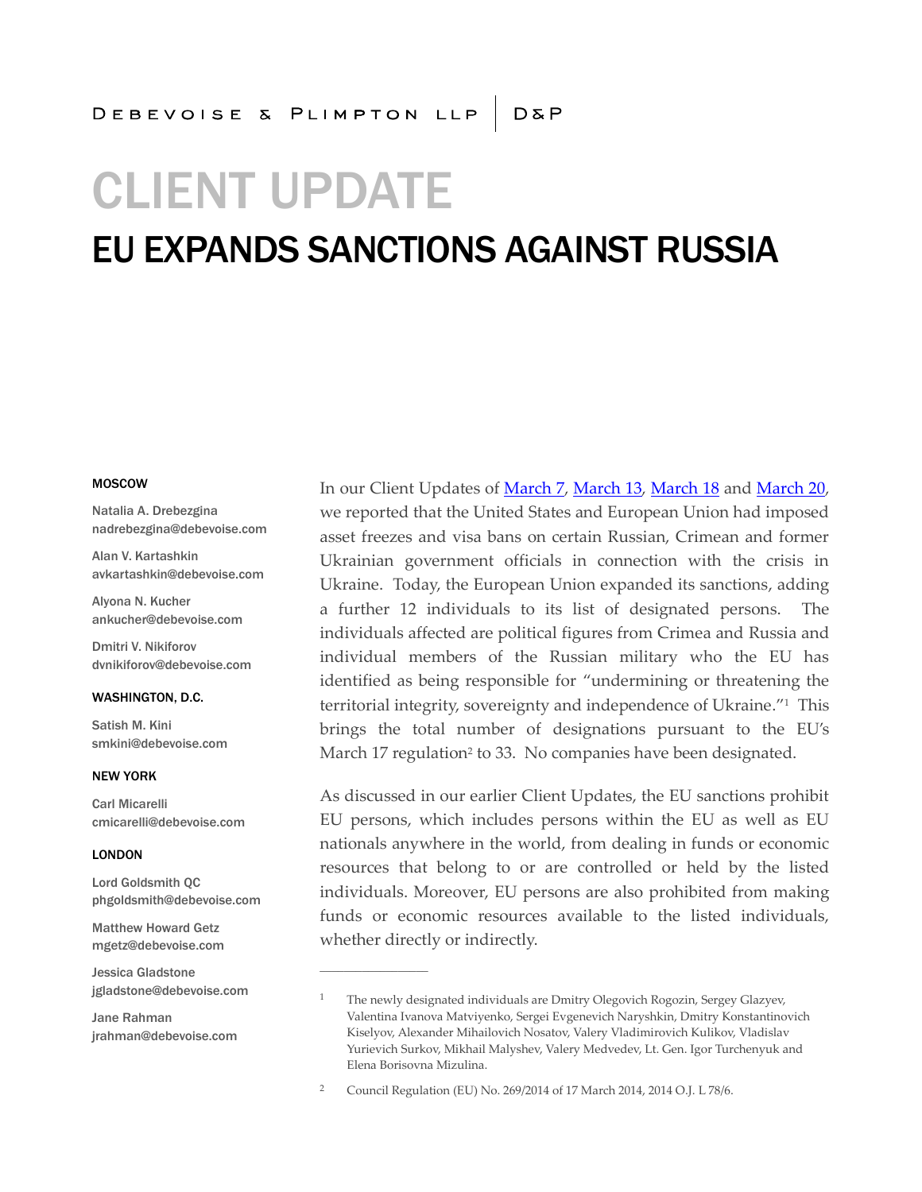DEBEVOISE & PLIMPTON LLP | D&P

# CLIENT UPDATE

## EU EXPANDS SANCTIONS AGAINST RUSSIA

**MOSCOW**

Natalia A. Drebezgina
nadrebezgina@debevoise.com

Alan V. Kartashkin
avkartashkin@debevoise.com

Alyona N. Kucher
ankucher@debevoise.com

Dmitri V. Nikiforov
dvnikiforov@debevoise.com

**WASHINGTON, D.C.**

Satish M. Kini
smkini@debevoise.com

**NEW YORK**

Carl Micarelli
cmicarelli@debevoise.com

**LONDON**

Lord Goldsmith QC
phgoldsmith@debevoise.com

Matthew Howard Getz
mgetz@debevoise.com

Jessica Gladstone
jgladstone@debevoise.com

Jane Rahman
jrahman@debevoise.com

In our Client Updates of March 7, March 13, March 18 and March 20, we reported that the United States and European Union had imposed asset freezes and visa bans on certain Russian, Crimean and former Ukrainian government officials in connection with the crisis in Ukraine. Today, the European Union expanded its sanctions, adding a further 12 individuals to its list of designated persons. The individuals affected are political figures from Crimea and Russia and individual members of the Russian military who the EU has identified as being responsible for "undermining or threatening the territorial integrity, sovereignty and independence of Ukraine."[1] This brings the total number of designations pursuant to the EU's March 17 regulation[2] to 33. No companies have been designated.

As discussed in our earlier Client Updates, the EU sanctions prohibit EU persons, which includes persons within the EU as well as EU nationals anywhere in the world, from dealing in funds or economic resources that belong to or are controlled or held by the listed individuals. Moreover, EU persons are also prohibited from making funds or economic resources available to the listed individuals, whether directly or indirectly.

---

[1] The newly designated individuals are Dmitry Olegovich Rogozin, Sergey Glazyev, Valentina Ivanova Matviyenko, Sergei Evgenevich Naryshkin, Dmitry Konstantinovich Kiselyov, Alexander Mihailovich Nosatov, Valery Vladimirovich Kulikov, Vladislav Yurievich Surkov, Mikhail Malyshev, Valery Medvedev, Lt. Gen. Igor Turchenyuk and Elena Borisovna Mizulina.

[2] Council Regulation (EU) No. 269/2014 of 17 March 2014, 2014 O.J. L 78/6.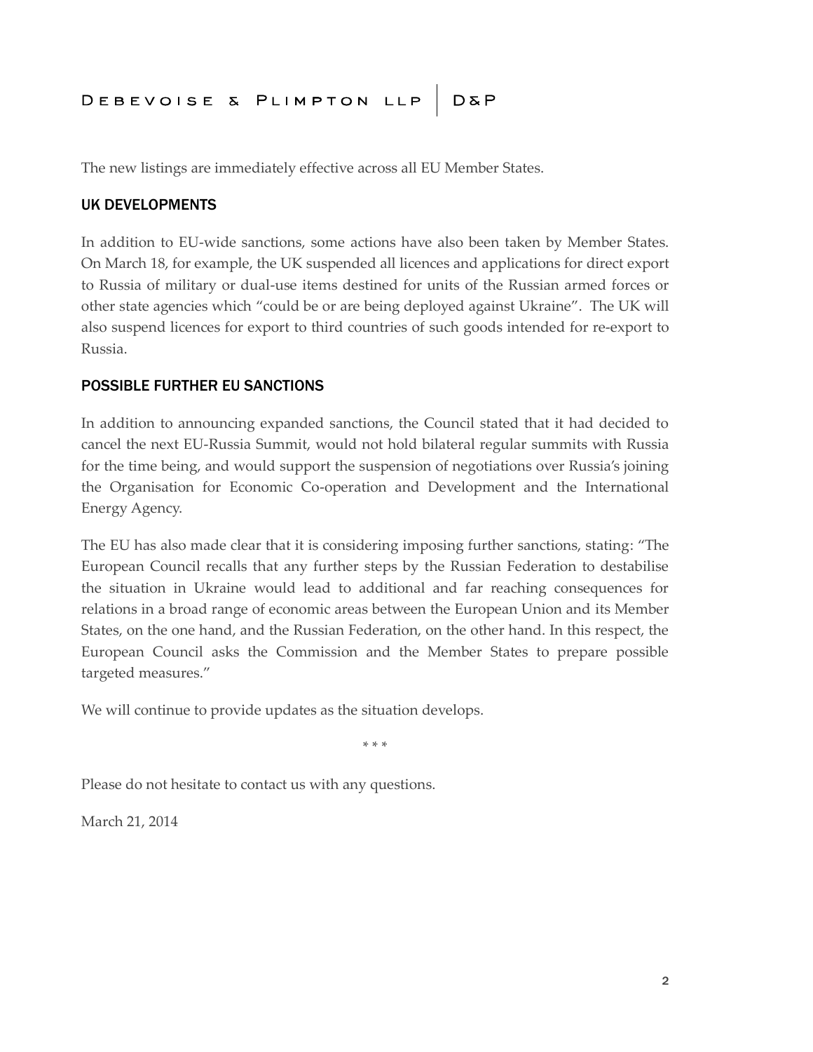The new listings are immediately effective across all EU Member States.

## UK DEVELOPMENTS

In addition to EU-wide sanctions, some actions have also been taken by Member States. On March 18, for example, the UK suspended all licences and applications for direct export to Russia of military or dual-use items destined for units of the Russian armed forces or other state agencies which "could be or are being deployed against Ukraine". The UK will also suspend licences for export to third countries of such goods intended for re-export to Russia.

## POSSIBLE FURTHER EU SANCTIONS

In addition to announcing expanded sanctions, the Council stated that it had decided to cancel the next EU-Russia Summit, would not hold bilateral regular summits with Russia for the time being, and would support the suspension of negotiations over Russia's joining the Organisation for Economic Co-operation and Development and the International Energy Agency.

The EU has also made clear that it is considering imposing further sanctions, stating: "The European Council recalls that any further steps by the Russian Federation to destabilise the situation in Ukraine would lead to additional and far reaching consequences for relations in a broad range of economic areas between the European Union and its Member States, on the one hand, and the Russian Federation, on the other hand. In this respect, the European Council asks the Commission and the Member States to prepare possible targeted measures."

We will continue to provide updates as the situation develops.

\* \* \*

Please do not hesitate to contact us with any questions.

March 21, 2014